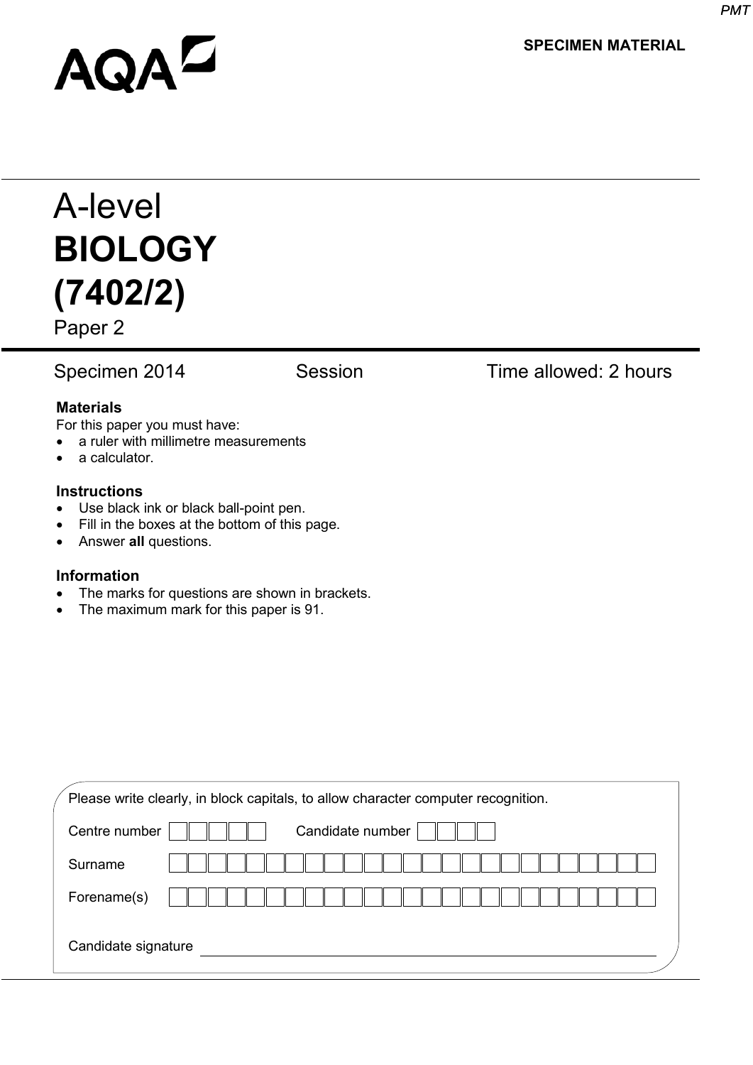AQA

SPECIMEN MATERIAL

# A-level
# BIOLOGY
# (7402/2)

Paper 2

Specimen 2014 | Session | Time allowed: 2 hours

**Materials**

For this paper you must have:

- a ruler with millimetre measurements
- a calculator.

**Instructions**

- Use black ink or black ball-point pen.
- Fill in the boxes at the bottom of this page.
- Answer **all** questions.

**Information**

- The marks for questions are shown in brackets.
- The maximum mark for this paper is 91.

Please write clearly, in block capitals, to allow character computer recognition.

Centre number

Candidate number

Surname

Forename(s)

Candidate signature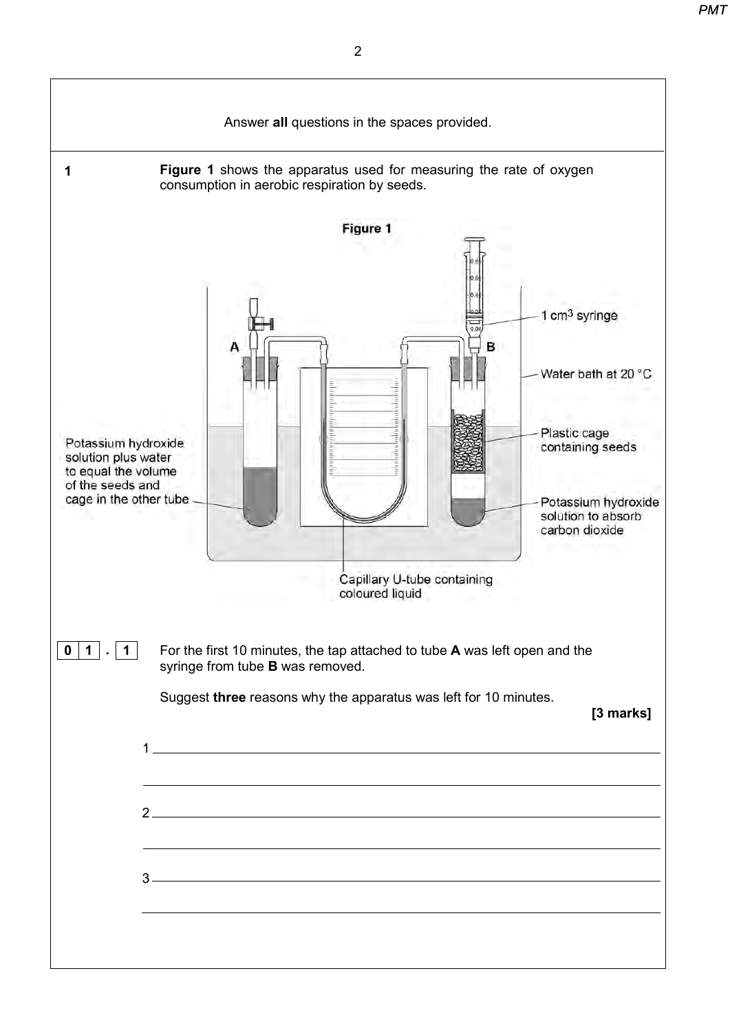Answer **all** questions in the spaces provided.

**1** **Figure 1** shows the apparatus used for measuring the rate of oxygen consumption in aerobic respiration by seeds.

**Figure 1**

A — Potassium hydroxide solution plus water to equal the volume of the seeds and cage in the other tube

B — 1 $cm^3$ syringe; Water bath at 20 °C; Plastic cage containing seeds; Potassium hydroxide solution to absorb carbon dioxide

Capillary U-tube containing coloured liquid

**0 1 . 1** For the first 10 minutes, the tap attached to tube **A** was left open and the syringe from tube **B** was removed.

Suggest **three** reasons why the apparatus was left for 10 minutes.

**[3 marks]**

1 ____________________________________________

____________________________________________

2 ____________________________________________

____________________________________________

3 ____________________________________________

____________________________________________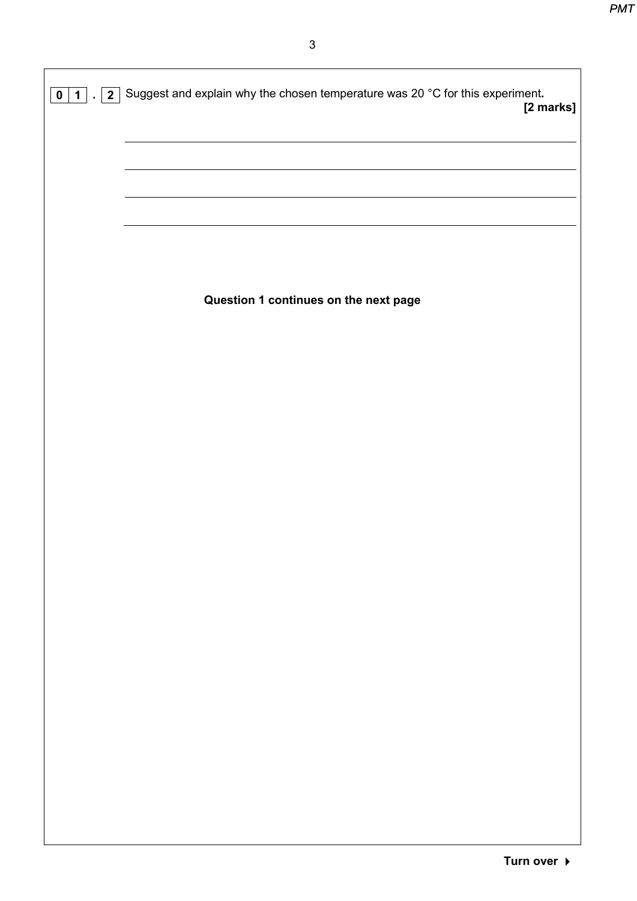**0 1 . 2** Suggest and explain why the chosen temperature was 20 °C for this experiment.

**[2 marks]**

______________________________________________________________________

______________________________________________________________________

______________________________________________________________________

______________________________________________________________________

**Question 1 continues on the next page**

**Turn over ►**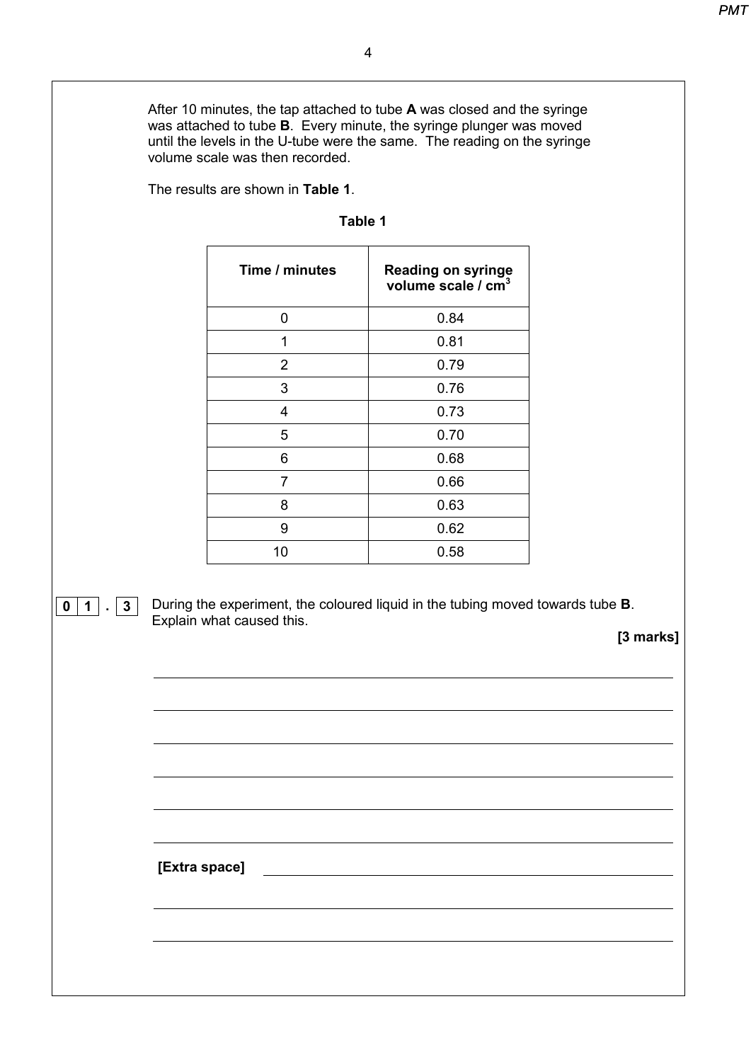After 10 minutes, the tap attached to tube **A** was closed and the syringe was attached to tube **B**. Every minute, the syringe plunger was moved until the levels in the U-tube were the same. The reading on the syringe volume scale was then recorded.

The results are shown in **Table 1**.

**Table 1**

| Time / minutes | Reading on syringe volume scale / $cm^3$ |
|---|---|
| 0 | 0.84 |
| 1 | 0.81 |
| 2 | 0.79 |
| 3 | 0.76 |
| 4 | 0.73 |
| 5 | 0.70 |
| 6 | 0.68 |
| 7 | 0.66 |
| 8 | 0.63 |
| 9 | 0.62 |
| 10 | 0.58 |

**0 1 . 3** During the experiment, the coloured liquid in the tubing moved towards tube **B**. Explain what caused this.

**[3 marks]**

**[Extra space]**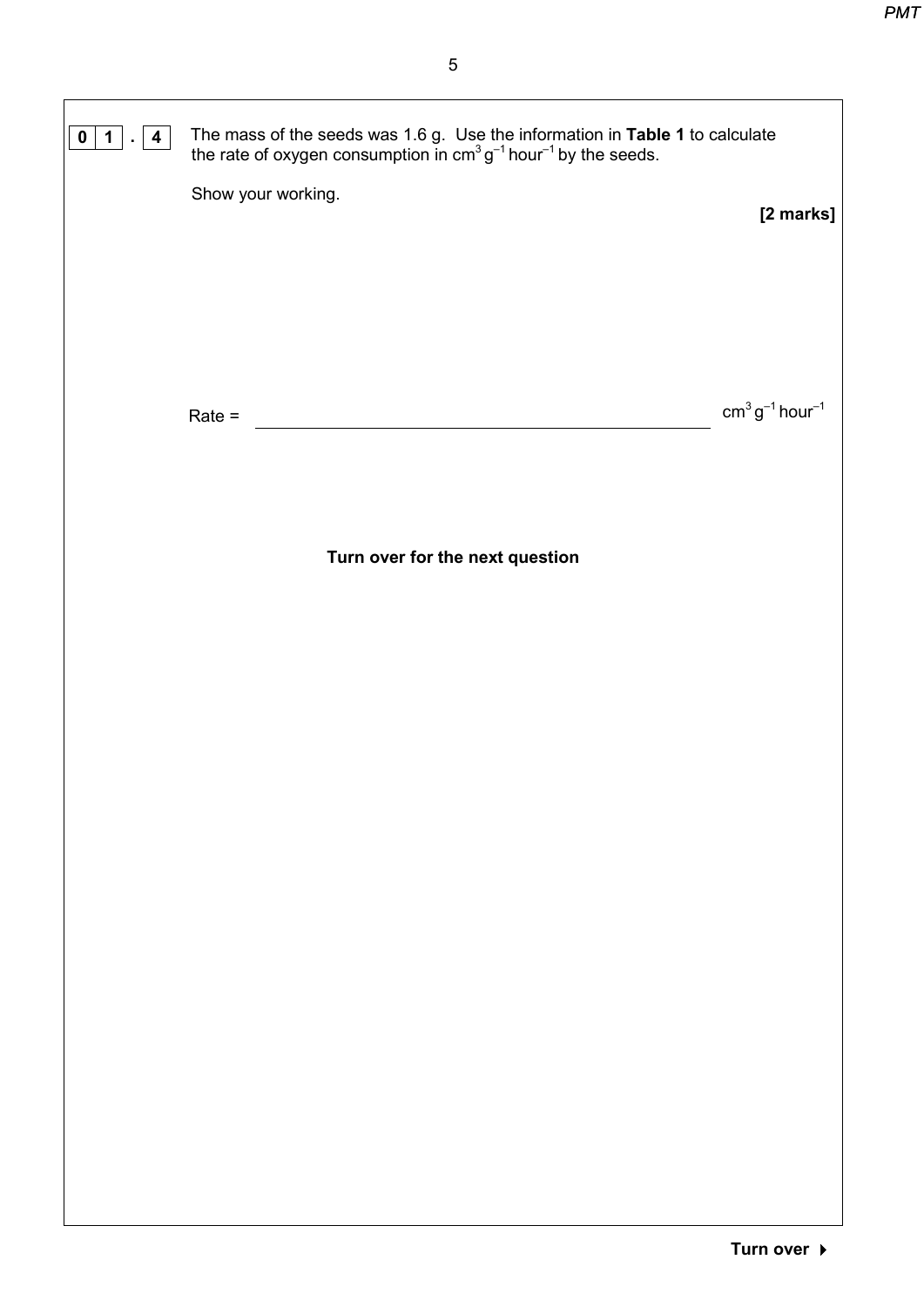**0 1 . 4** The mass of the seeds was 1.6 g. Use the information in **Table 1** to calculate the rate of oxygen consumption in $cm^3\,g^{-1}\,hour^{-1}$ by the seeds.

Show your working.

**[2 marks]**

Rate = ____________________________________________ $cm^3\,g^{-1}\,hour^{-1}$

**Turn over for the next question**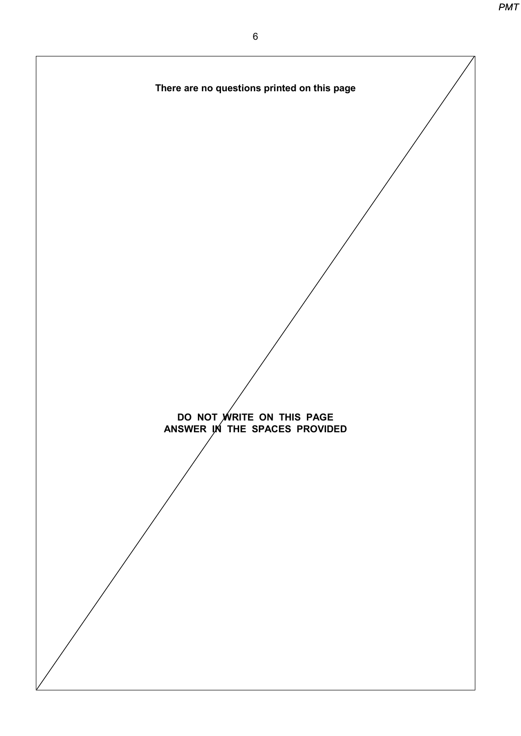**There are no questions printed on this page**

**DO NOT WRITE ON THIS PAGE**
**ANSWER IN THE SPACES PROVIDED**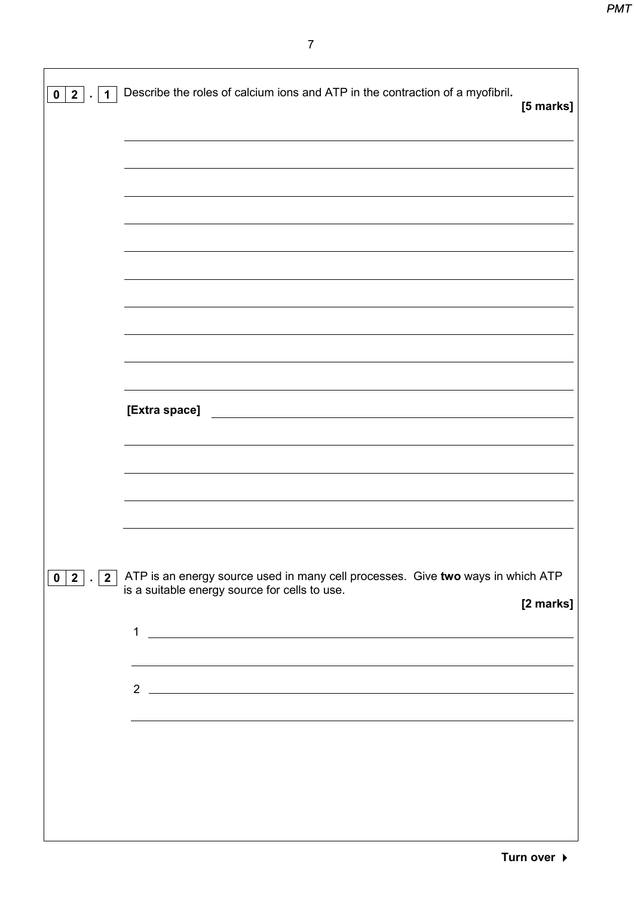**0 2 . 1** Describe the roles of calcium ions and ATP in the contraction of a myofibril. **[5 marks]**

______________________________________________________________________

______________________________________________________________________

______________________________________________________________________

______________________________________________________________________

______________________________________________________________________

______________________________________________________________________

______________________________________________________________________

______________________________________________________________________

______________________________________________________________________

______________________________________________________________________

**[Extra space]** ______________________________________________________

______________________________________________________________________

______________________________________________________________________

______________________________________________________________________

______________________________________________________________________

**0 2 . 2** ATP is an energy source used in many cell processes. Give **two** ways in which ATP is a suitable energy source for cells to use. **[2 marks]**

1 ____________________________________________________________________

______________________________________________________________________

2 ____________________________________________________________________

______________________________________________________________________

**Turn over ▸**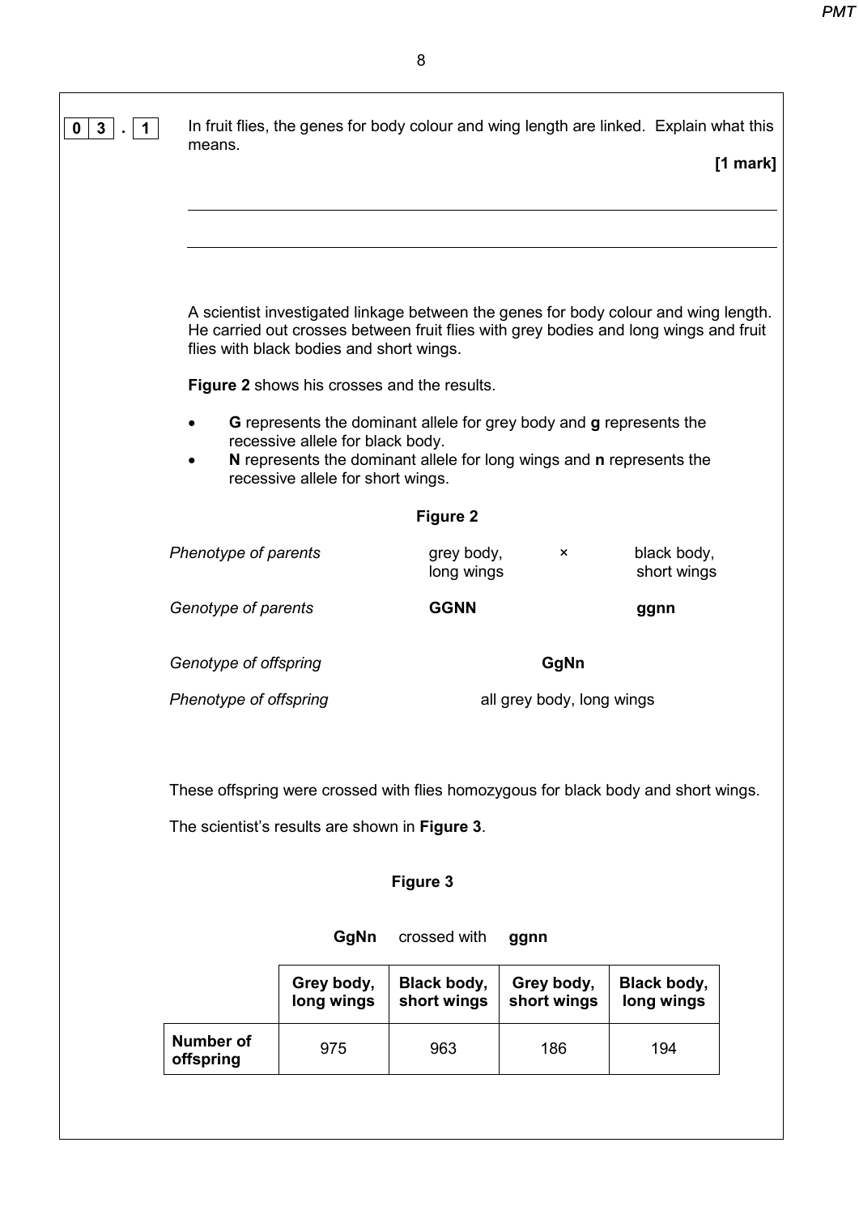**0 3 . 1** In fruit flies, the genes for body colour and wing length are linked. Explain what this means.

**[1 mark]**

_______________________________________________________________________

_______________________________________________________________________

A scientist investigated linkage between the genes for body colour and wing length. He carried out crosses between fruit flies with grey bodies and long wings and fruit flies with black bodies and short wings.

**Figure 2** shows his crosses and the results.

- **G** represents the dominant allele for grey body and **g** represents the recessive allele for black body.
- **N** represents the dominant allele for long wings and **n** represents the recessive allele for short wings.

**Figure 2**

| | | | |
|---|---|---|---|
| *Phenotype of parents* | grey body, long wings | × | black body, short wings |
| *Genotype of parents* | **GGNN** | | **ggnn** |
| *Genotype of offspring* | | **GgNn** | |
| *Phenotype of offspring* | | all grey body, long wings | |

These offspring were crossed with flies homozygous for black body and short wings.

The scientist's results are shown in **Figure 3**.

**Figure 3**

**GgNn** crossed with **ggnn**

| | Grey body, long wings | Black body, short wings | Grey body, short wings | Black body, long wings |
|---|---|---|---|---|
| **Number of offspring** | 975 | 963 | 186 | 194 |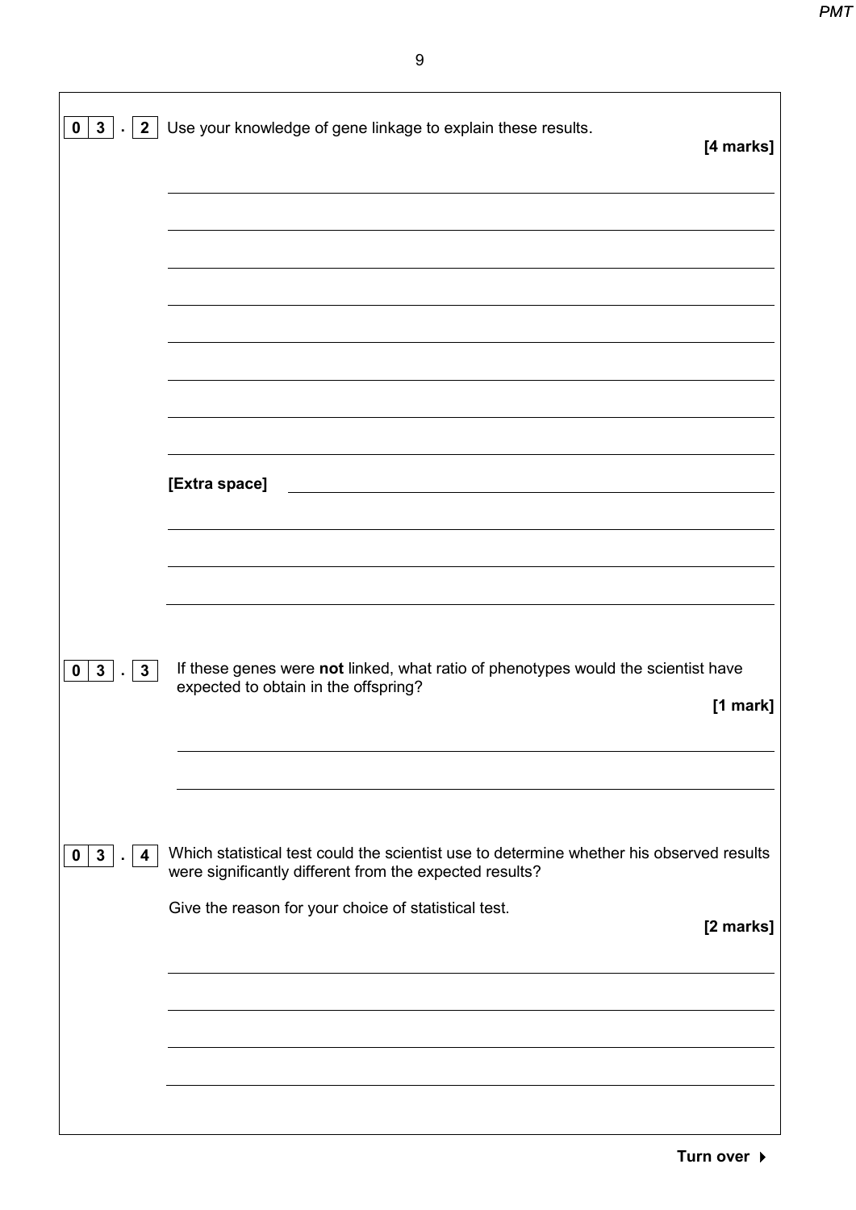**0 3 . 2** Use your knowledge of gene linkage to explain these results.

**[4 marks]**

[Extra space]

**0 3 . 3** If these genes were **not** linked, what ratio of phenotypes would the scientist have expected to obtain in the offspring?

**[1 mark]**

**0 3 . 4** Which statistical test could the scientist use to determine whether his observed results were significantly different from the expected results?

Give the reason for your choice of statistical test.

**[2 marks]**

**Turn over ▶**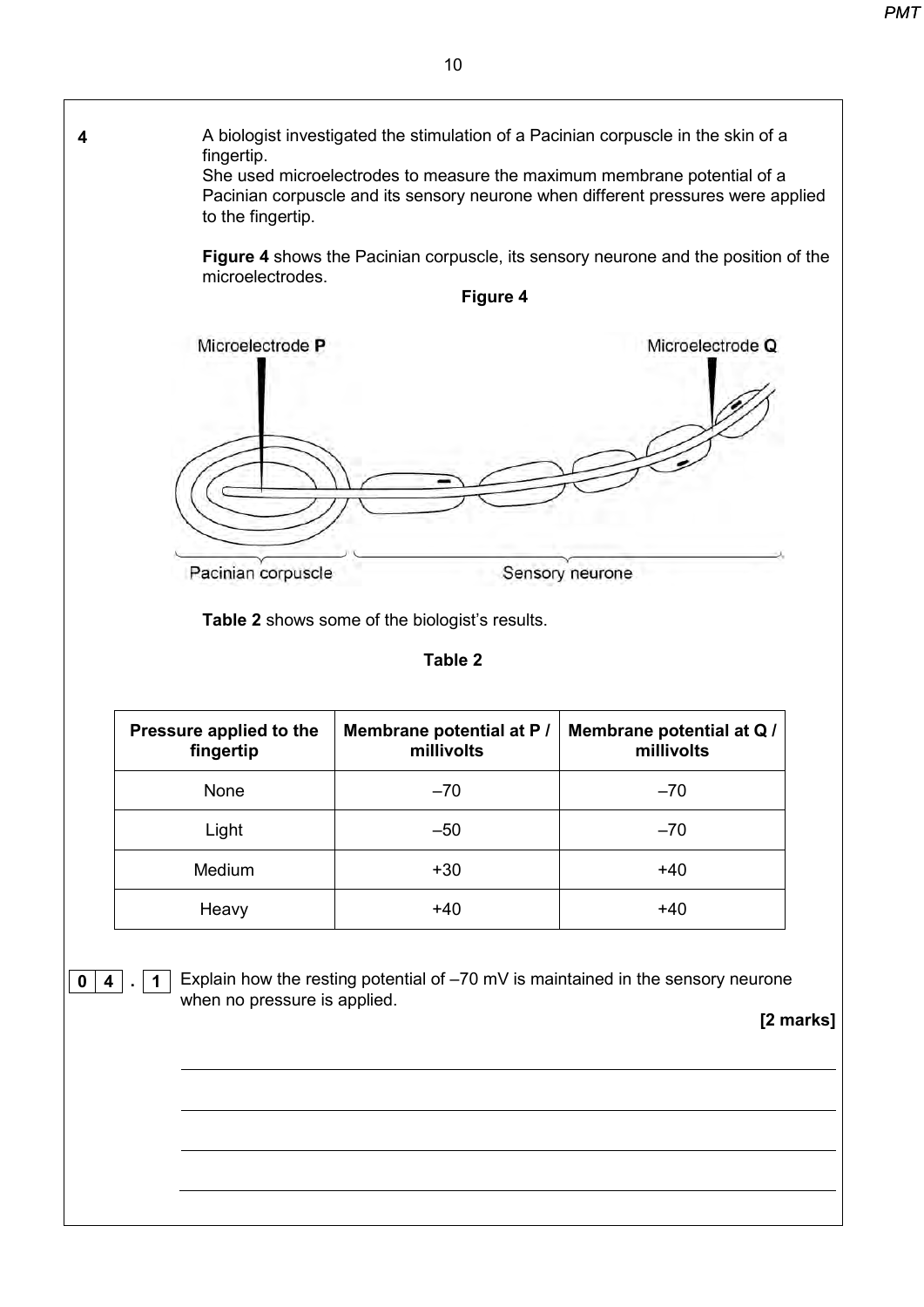**4** A biologist investigated the stimulation of a Pacinian corpuscle in the skin of a fingertip.
She used microelectrodes to measure the maximum membrane potential of a Pacinian corpuscle and its sensory neurone when different pressures were applied to the fingertip.

**Figure 4** shows the Pacinian corpuscle, its sensory neurone and the position of the microelectrodes.

**Figure 4**

Microelectrode **P**

Microelectrode **Q**

Pacinian corpuscle

Sensory neurone

**Table 2** shows some of the biologist's results.

**Table 2**

| Pressure applied to the fingertip | Membrane potential at P / millivolts | Membrane potential at Q / millivolts |
|---|---|---|
| None | –70 | –70 |
| Light | –50 | –70 |
| Medium | +30 | +40 |
| Heavy | +40 | +40 |

**0 4 . 1** Explain how the resting potential of –70 mV is maintained in the sensory neurone when no pressure is applied.

**[2 marks]**

____________________________________________________________

____________________________________________________________

____________________________________________________________

____________________________________________________________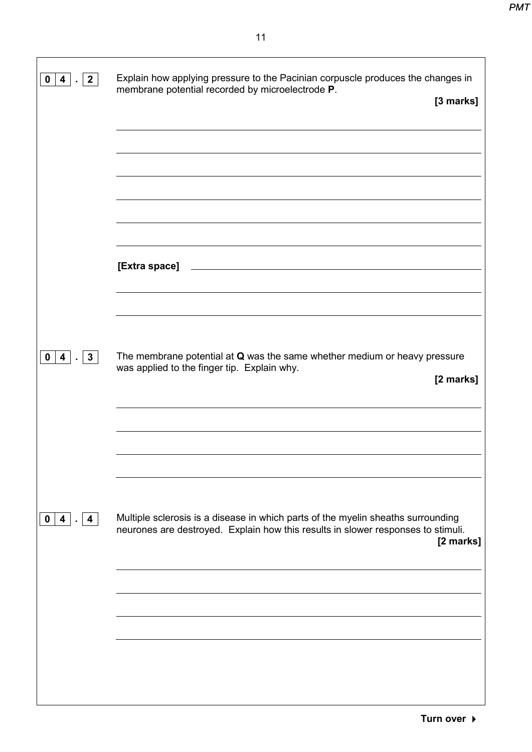**0 4 . 2** Explain how applying pressure to the Pacinian corpuscle produces the changes in membrane potential recorded by microelectrode **P**.

**[3 marks]**

**[Extra space]**

**0 4 . 3** The membrane potential at **Q** was the same whether medium or heavy pressure was applied to the finger tip. Explain why.

**[2 marks]**

**0 4 . 4** Multiple sclerosis is a disease in which parts of the myelin sheaths surrounding neurones are destroyed. Explain how this results in slower responses to stimuli.

**[2 marks]**

**Turn over ▶**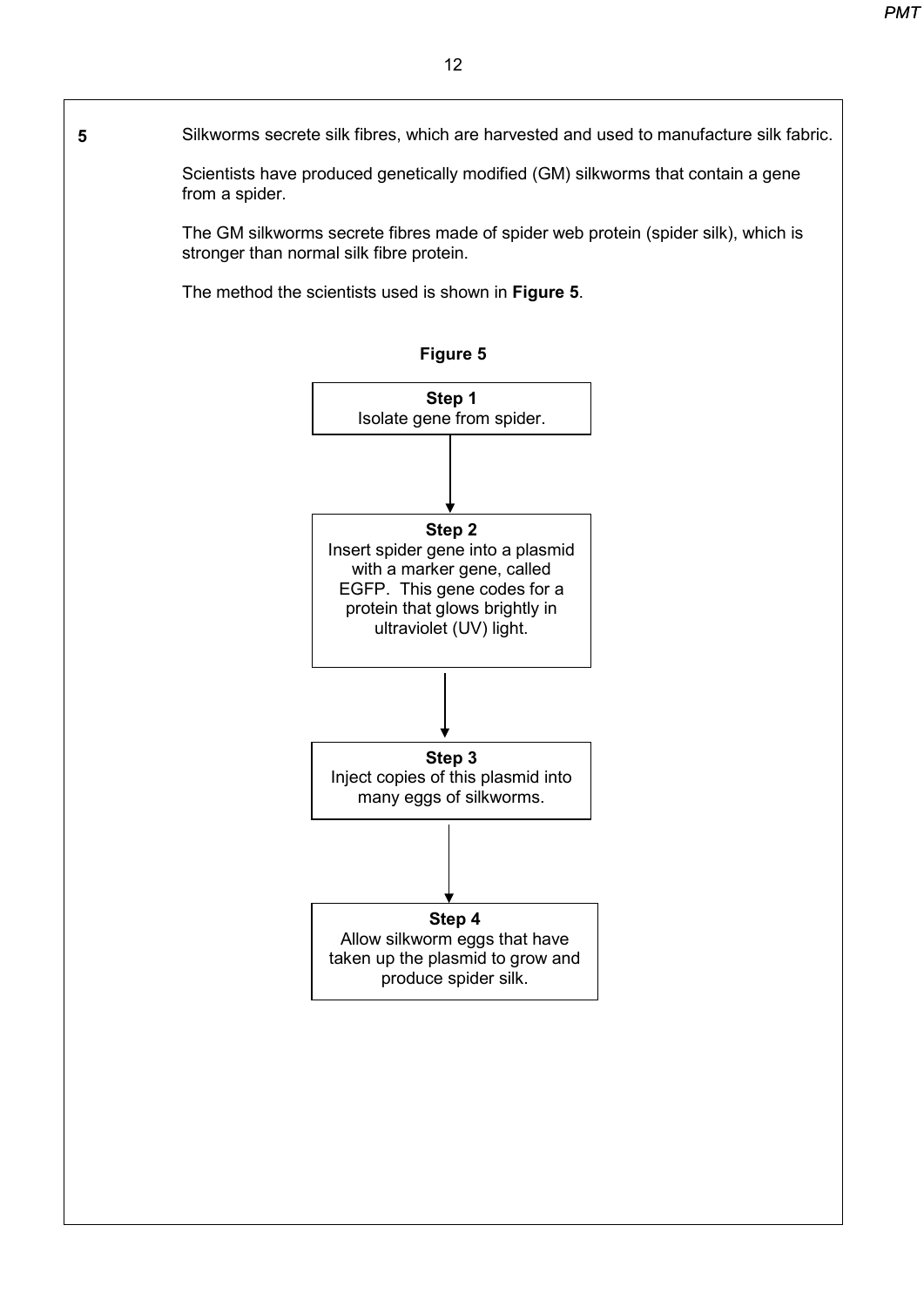**5** Silkworms secrete silk fibres, which are harvested and used to manufacture silk fabric.

Scientists have produced genetically modified (GM) silkworms that contain a gene from a spider.

The GM silkworms secrete fibres made of spider web protein (spider silk), which is stronger than normal silk fibre protein.

The method the scientists used is shown in **Figure 5**.

**Figure 5**

**Step 1**
Isolate gene from spider.

↓

**Step 2**
Insert spider gene into a plasmid with a marker gene, called EGFP. This gene codes for a protein that glows brightly in ultraviolet (UV) light.

↓

**Step 3**
Inject copies of this plasmid into many eggs of silkworms.

↓

**Step 4**
Allow silkworm eggs that have taken up the plasmid to grow and produce spider silk.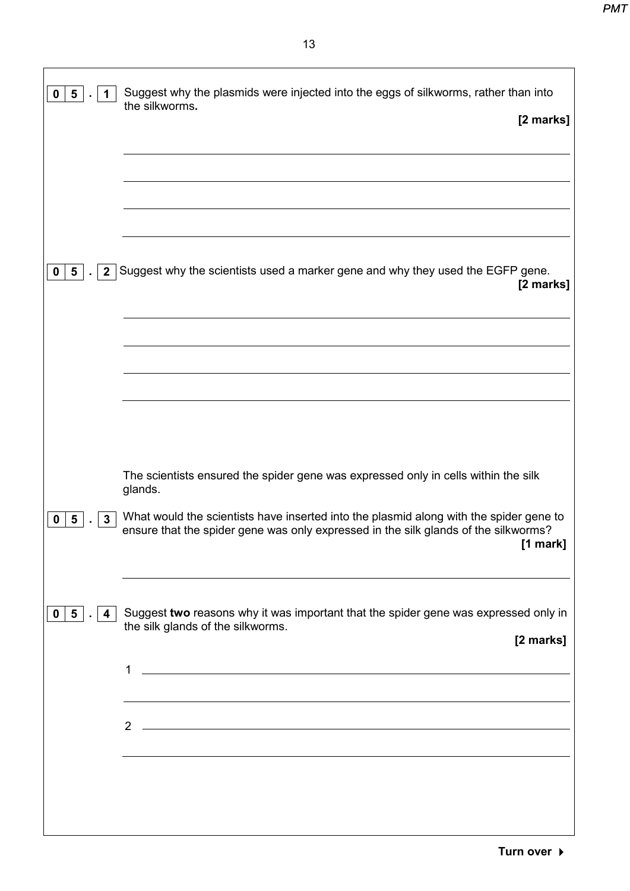**0 5 . 1** Suggest why the plasmids were injected into the eggs of silkworms, rather than into the silkworms.

**[2 marks]**

**0 5 . 2** Suggest why the scientists used a marker gene and why they used the EGFP gene.

**[2 marks]**

The scientists ensured the spider gene was expressed only in cells within the silk glands.

**0 5 . 3** What would the scientists have inserted into the plasmid along with the spider gene to ensure that the spider gene was only expressed in the silk glands of the silkworms?

**[1 mark]**

**0 5 . 4** Suggest **two** reasons why it was important that the spider gene was expressed only in the silk glands of the silkworms.

**[2 marks]**

1

2

**Turn over ►**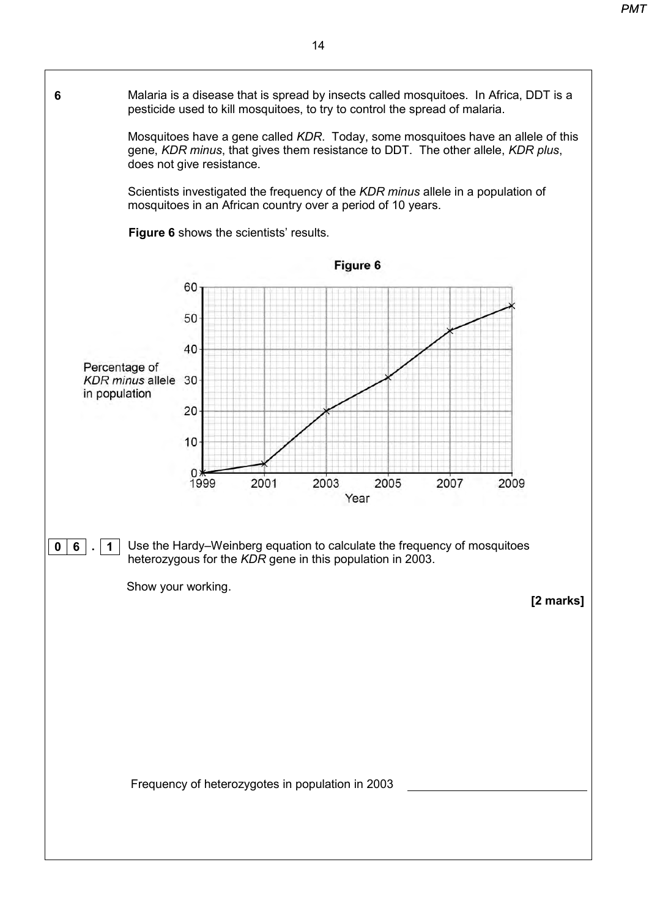**6** Malaria is a disease that is spread by insects called mosquitoes. In Africa, DDT is a pesticide used to kill mosquitoes, to try to control the spread of malaria.

Mosquitoes have a gene called *KDR*. Today, some mosquitoes have an allele of this gene, *KDR minus*, that gives them resistance to DDT. The other allele, *KDR plus*, does not give resistance.

Scientists investigated the frequency of the *KDR minus* allele in a population of mosquitoes in an African country over a period of 10 years.

**Figure 6** shows the scientists' results.

**Figure 6**

| Year | Percentage of *KDR minus* allele in population |
|---|---|
| 1999 | 0 |
| 2001 | 3 |
| 2003 | 20 |
| 2005 | 31 |
| 2007 | 46 |
| 2009 | 54 |

**0 6 . 1** Use the Hardy–Weinberg equation to calculate the frequency of mosquitoes heterozygous for the *KDR* gene in this population in 2003.

Show your working.

**[2 marks]**

Frequency of heterozygotes in population in 2003 \_\_\_\_\_\_\_\_\_\_\_\_\_\_\_\_\_\_\_\_\_\_\_\_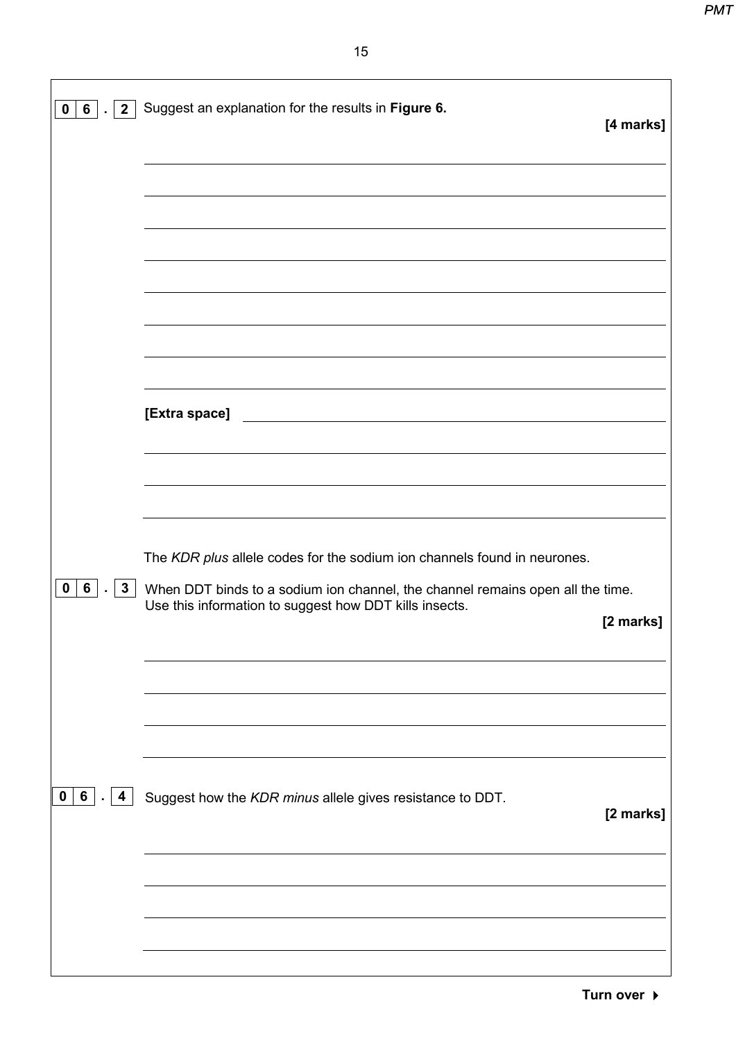**0 6 . 2** Suggest an explanation for the results in **Figure 6.**

**[4 marks]**

[Extra space]

The *KDR plus* allele codes for the sodium ion channels found in neurones.

**0 6 . 3** When DDT binds to a sodium ion channel, the channel remains open all the time. Use this information to suggest how DDT kills insects.

**[2 marks]**

**0 6 . 4** Suggest how the *KDR minus* allele gives resistance to DDT.

**[2 marks]**

**Turn over ▶**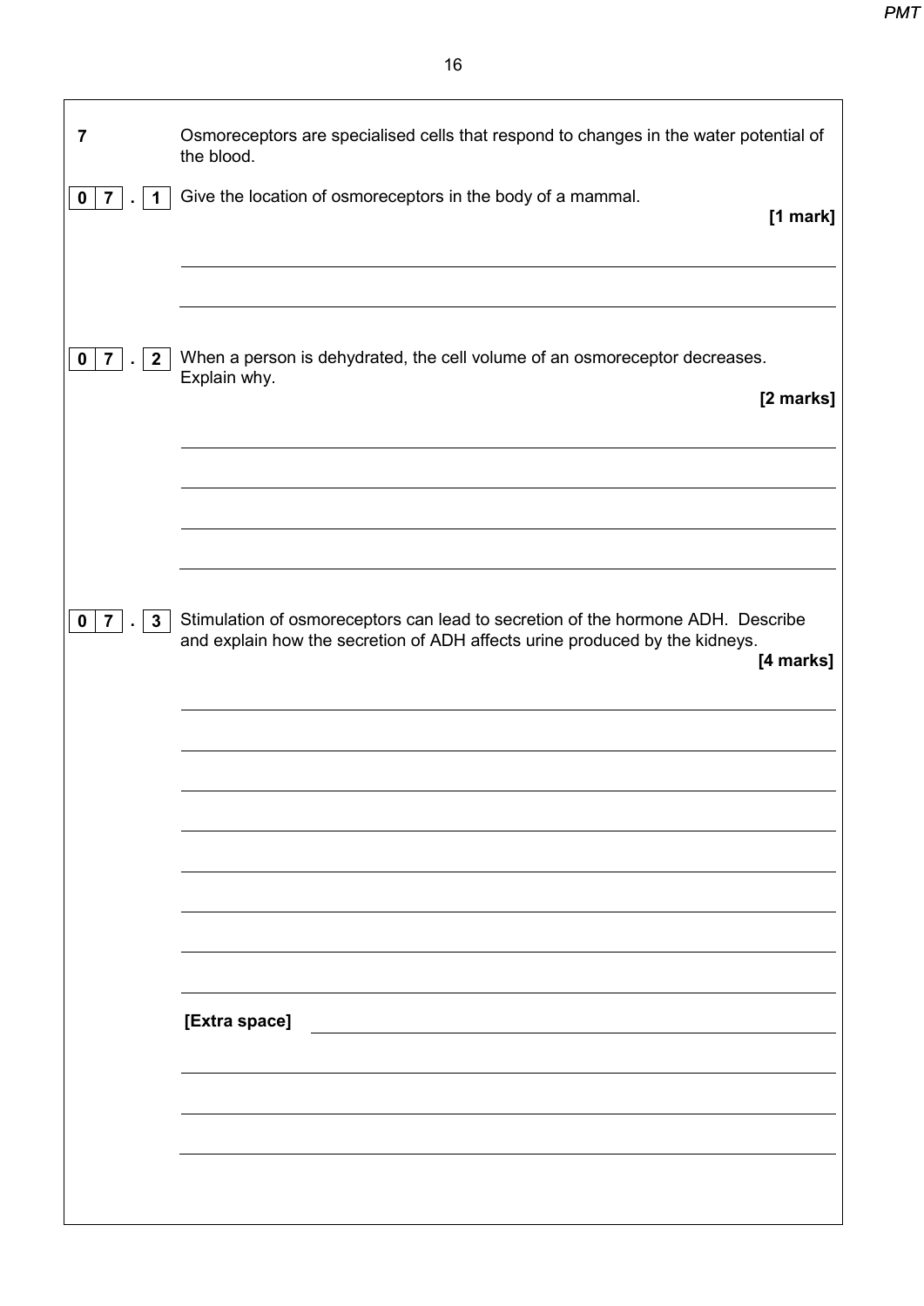**7** Osmoreceptors are specialised cells that respond to changes in the water potential of the blood.

**0 7 . 1** Give the location of osmoreceptors in the body of a mammal.

**[1 mark]**

**0 7 . 2** When a person is dehydrated, the cell volume of an osmoreceptor decreases. Explain why.

**[2 marks]**

**0 7 . 3** Stimulation of osmoreceptors can lead to secretion of the hormone ADH. Describe and explain how the secretion of ADH affects urine produced by the kidneys.

**[4 marks]**

**[Extra space]**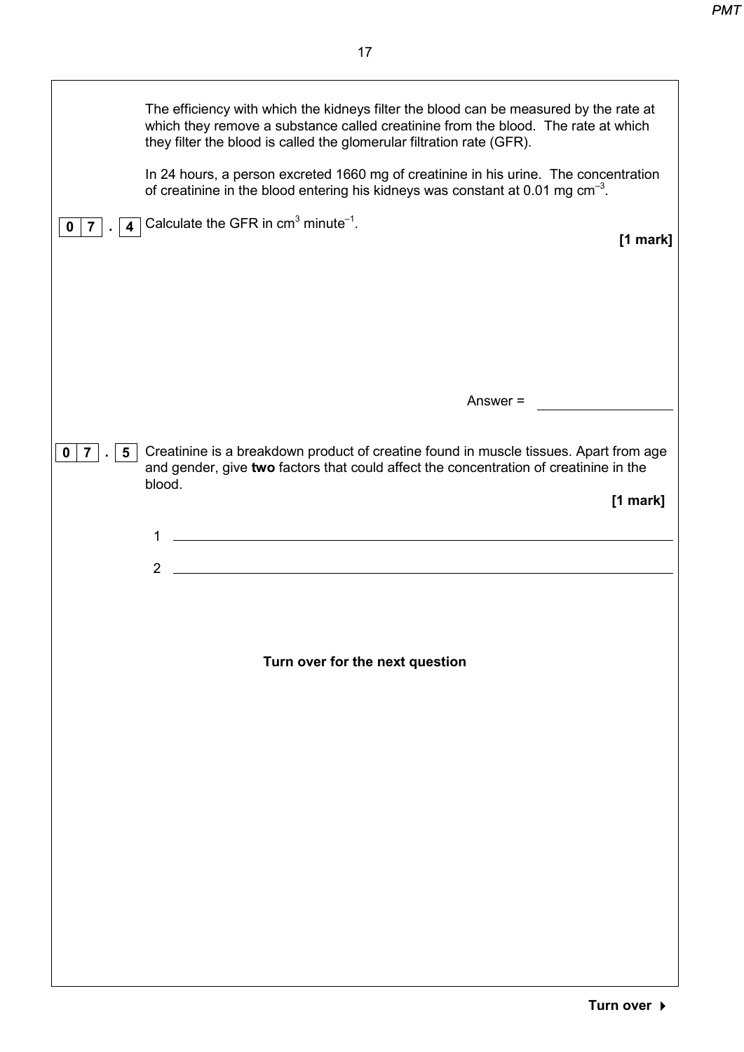The efficiency with which the kidneys filter the blood can be measured by the rate at which they remove a substance called creatinine from the blood. The rate at which they filter the blood is called the glomerular filtration rate (GFR).

In 24 hours, a person excreted 1660 mg of creatinine in his urine. The concentration of creatinine in the blood entering his kidneys was constant at 0.01 mg $cm^{-3}$.

**0 7 . 4** Calculate the GFR in $cm^3$ $minute^{-1}$.

**[1 mark]**

Answer = ____________________

**0 7 . 5** Creatinine is a breakdown product of creatine found in muscle tissues. Apart from age and gender, give **two** factors that could affect the concentration of creatinine in the blood.

**[1 mark]**

1 ____________________________________________________________

2 ____________________________________________________________

**Turn over for the next question**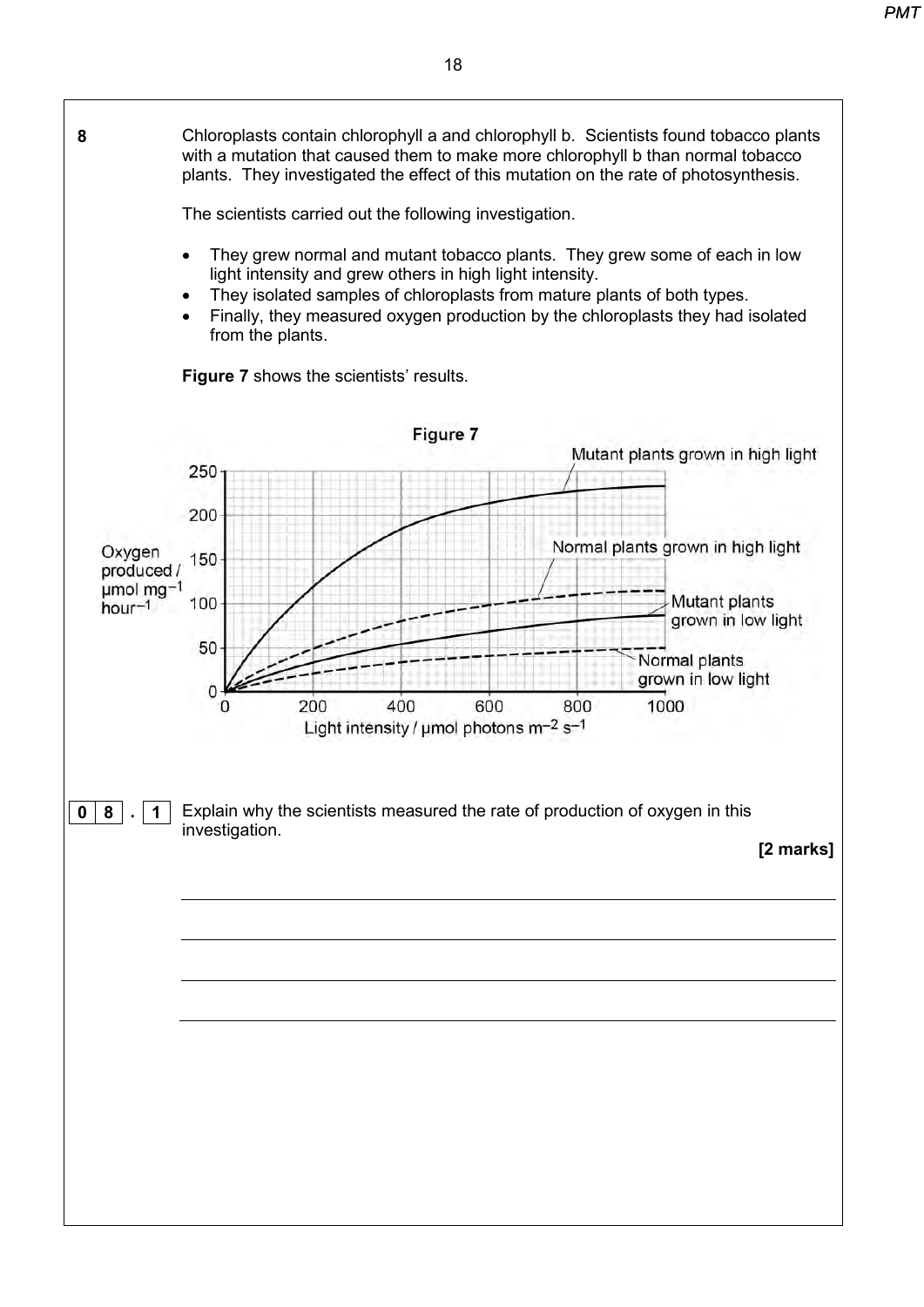**8** Chloroplasts contain chlorophyll a and chlorophyll b. Scientists found tobacco plants with a mutation that caused them to make more chlorophyll b than normal tobacco plants. They investigated the effect of this mutation on the rate of photosynthesis.

The scientists carried out the following investigation.

- They grew normal and mutant tobacco plants. They grew some of each in low light intensity and grew others in high light intensity.
- They isolated samples of chloroplasts from mature plants of both types.
- Finally, they measured oxygen production by the chloroplasts they had isolated from the plants.

**Figure 7** shows the scientists' results.

**Figure 7**

Mutant plants grown in high light

Normal plants grown in high light

Mutant plants grown in low light

Normal plants grown in low light

Oxygen produced / μmol $mg^{-1}$ $hour^{-1}$

0, 50, 100, 150, 200, 250

Light intensity / μmol photons $m^{-2}$ $s^{-1}$

0, 200, 400, 600, 800, 1000

**0 8 . 1** Explain why the scientists measured the rate of production of oxygen in this investigation.

**[2 marks]**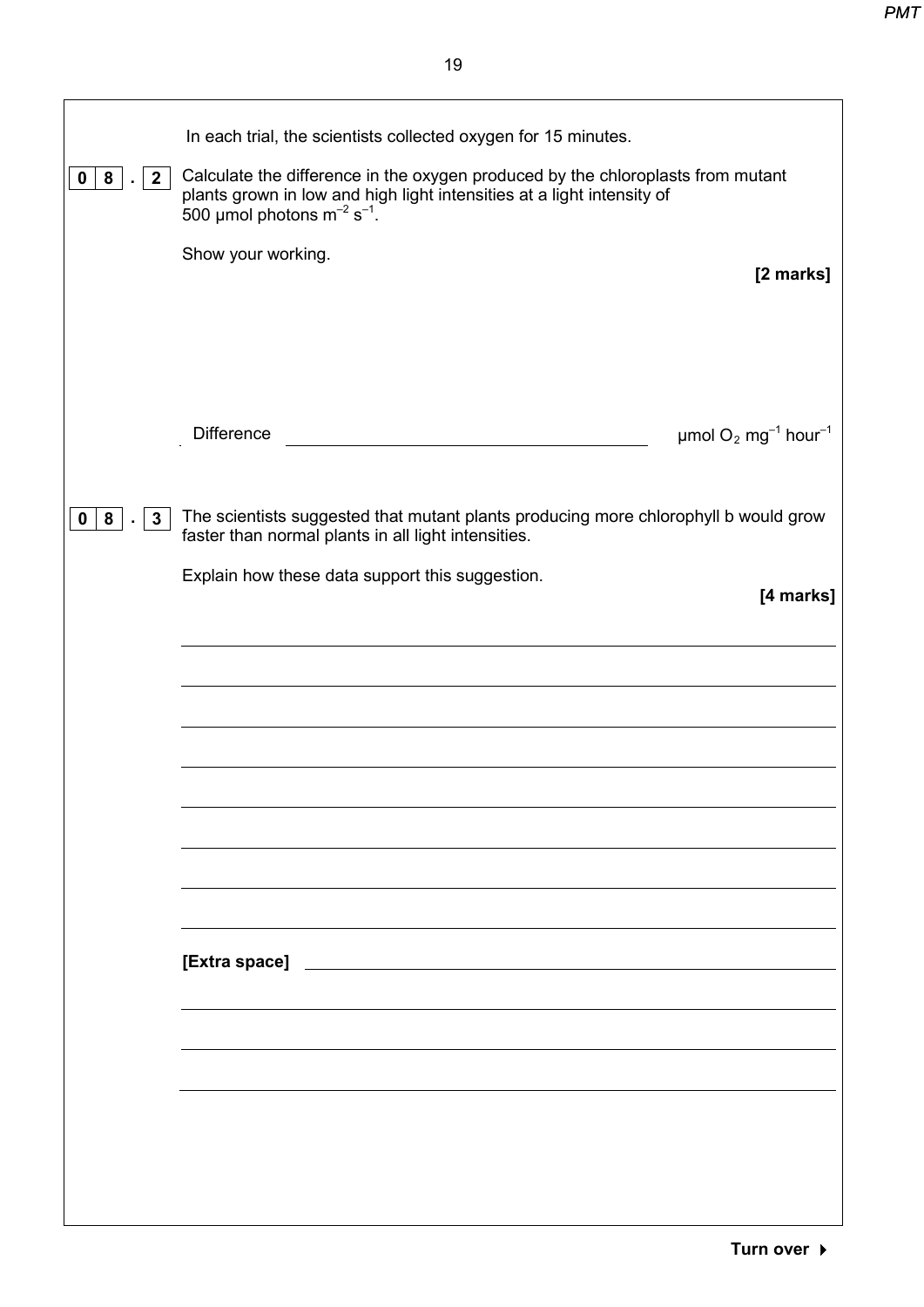In each trial, the scientists collected oxygen for 15 minutes.

**0 8 . 2** Calculate the difference in the oxygen produced by the chloroplasts from mutant plants grown in low and high light intensities at a light intensity of 500 μmol photons $m^{-2}$ $s^{-1}$.

Show your working.

**[2 marks]**

Difference ____________________ μmol $O_2$ $mg^{-1}$ $hour^{-1}$

**0 8 . 3** The scientists suggested that mutant plants producing more chlorophyll b would grow faster than normal plants in all light intensities.

Explain how these data support this suggestion.

**[4 marks]**

______________________________________________________________________

______________________________________________________________________

______________________________________________________________________

______________________________________________________________________

______________________________________________________________________

______________________________________________________________________

______________________________________________________________________

______________________________________________________________________

**[Extra space]** ______________________________________________________

______________________________________________________________________

______________________________________________________________________

______________________________________________________________________

**Turn over ▶**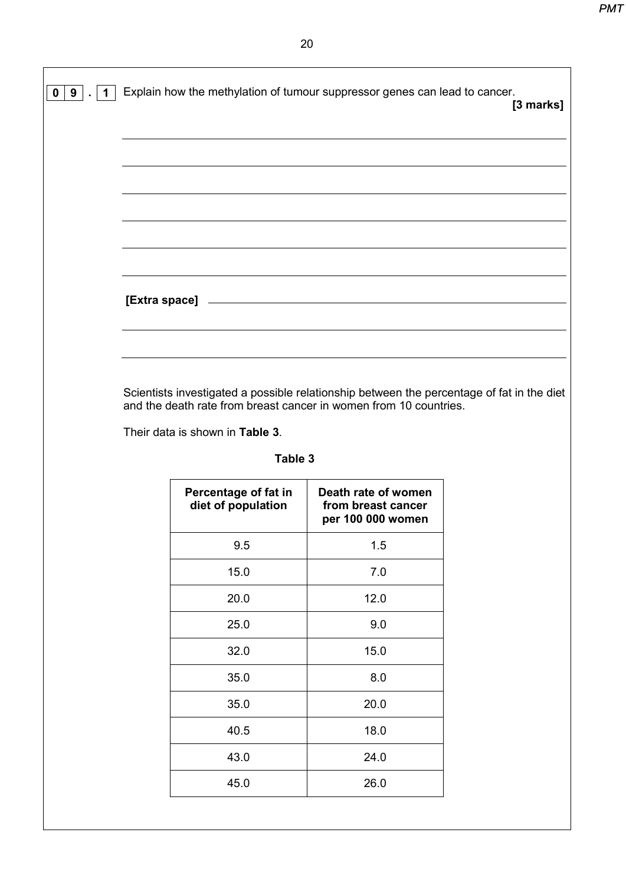**0 9 . 1** Explain how the methylation of tumour suppressor genes can lead to cancer.

**[3 marks]**

[Extra space]

Scientists investigated a possible relationship between the percentage of fat in the diet and the death rate from breast cancer in women from 10 countries.

Their data is shown in **Table 3**.

**Table 3**

| Percentage of fat in diet of population | Death rate of women from breast cancer per 100 000 women |
|---|---|
| 9.5 | 1.5 |
| 15.0 | 7.0 |
| 20.0 | 12.0 |
| 25.0 | 9.0 |
| 32.0 | 15.0 |
| 35.0 | 8.0 |
| 35.0 | 20.0 |
| 40.5 | 18.0 |
| 43.0 | 24.0 |
| 45.0 | 26.0 |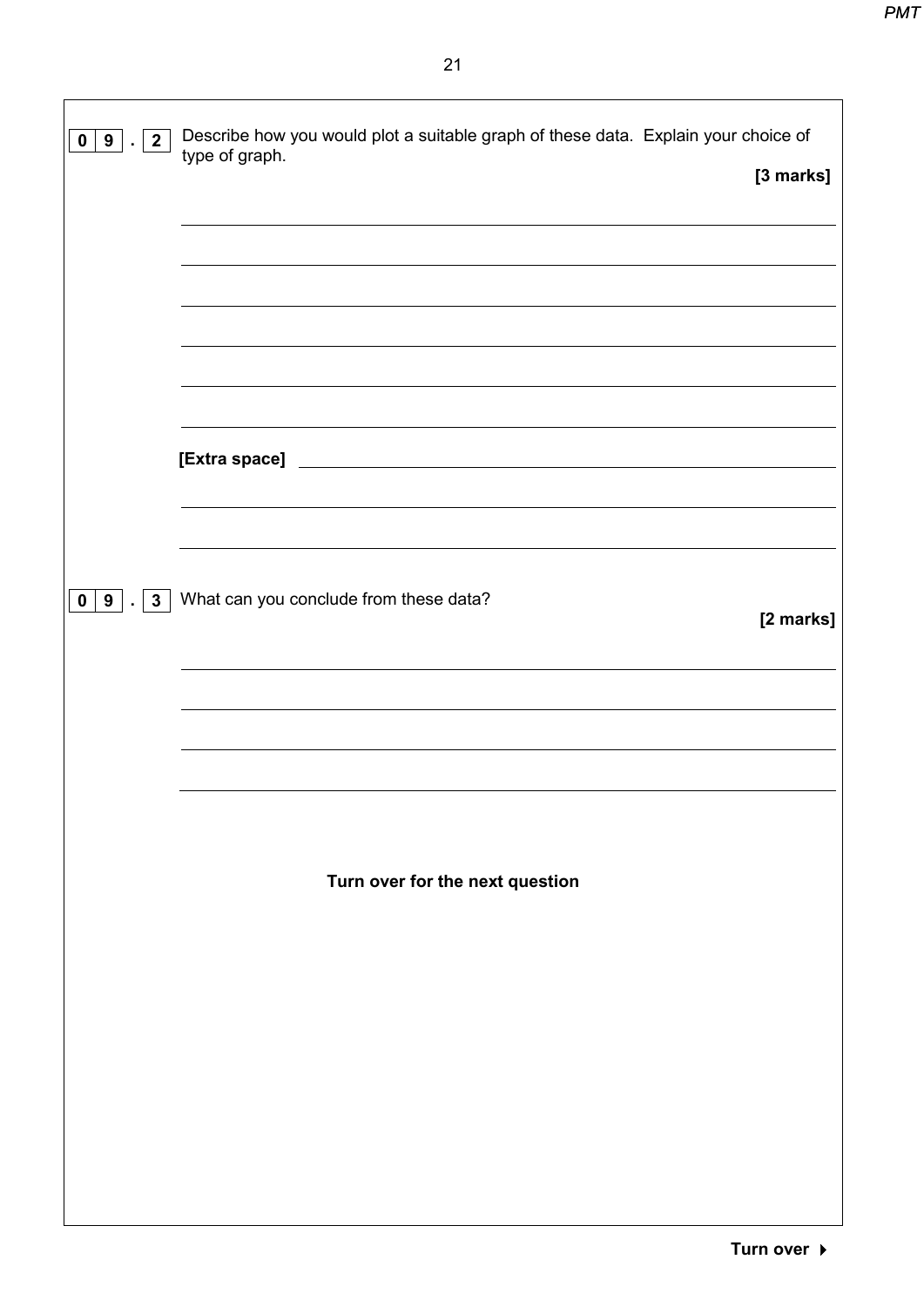**0 9 . 2** Describe how you would plot a suitable graph of these data. Explain your choice of type of graph.

**[3 marks]**

[Extra space]

**0 9 . 3** What can you conclude from these data?

**[2 marks]**

**Turn over for the next question**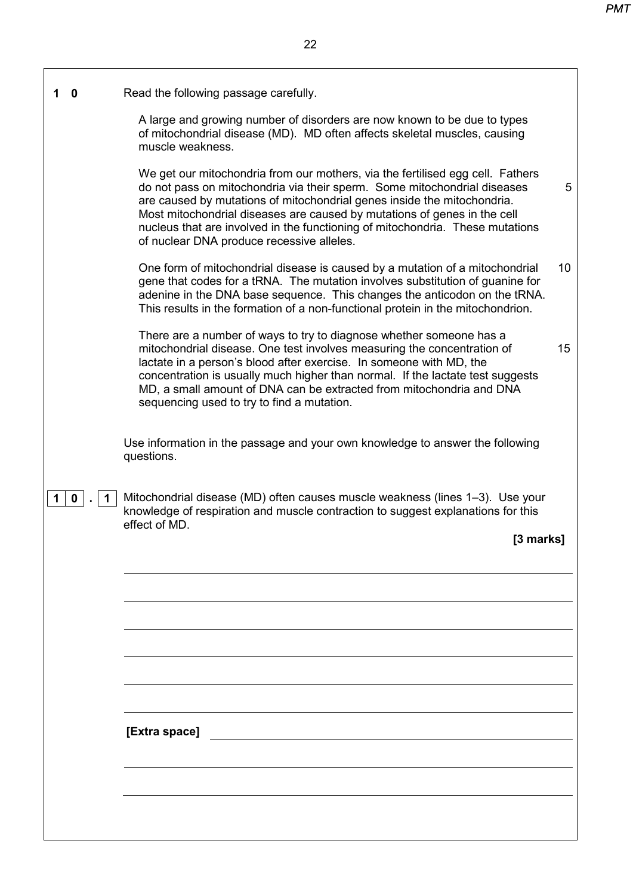**1 0** Read the following passage carefully.

> A large and growing number of disorders are now known to be due to types of mitochondrial disease (MD). MD often affects skeletal muscles, causing muscle weakness.
>
> We get our mitochondria from our mothers, via the fertilised egg cell. Fathers do not pass on mitochondria via their sperm. Some mitochondrial diseases are caused by mutations of mitochondrial genes inside the mitochondria. Most mitochondrial diseases are caused by mutations of genes in the cell nucleus that are involved in the functioning of mitochondria. These mutations of nuclear DNA produce recessive alleles. (5)
>
> One form of mitochondrial disease is caused by a mutation of a mitochondrial gene that codes for a tRNA. The mutation involves substitution of guanine for adenine in the DNA base sequence. This changes the anticodon on the tRNA. This results in the formation of a non-functional protein in the mitochondrion. (10)
>
> There are a number of ways to try to diagnose whether someone has a mitochondrial disease. One test involves measuring the concentration of lactate in a person's blood after exercise. In someone with MD, the concentration is usually much higher than normal. If the lactate test suggests MD, a small amount of DNA can be extracted from mitochondria and DNA sequencing used to try to find a mutation. (15)

Use information in the passage and your own knowledge to answer the following questions.

**1 0 . 1** Mitochondrial disease (MD) often causes muscle weakness (lines 1–3). Use your knowledge of respiration and muscle contraction to suggest explanations for this effect of MD.

**[3 marks]**

____________________________________________________________

____________________________________________________________

____________________________________________________________

____________________________________________________________

____________________________________________________________

____________________________________________________________

**[Extra space]** ____________________________________________________________

____________________________________________________________

____________________________________________________________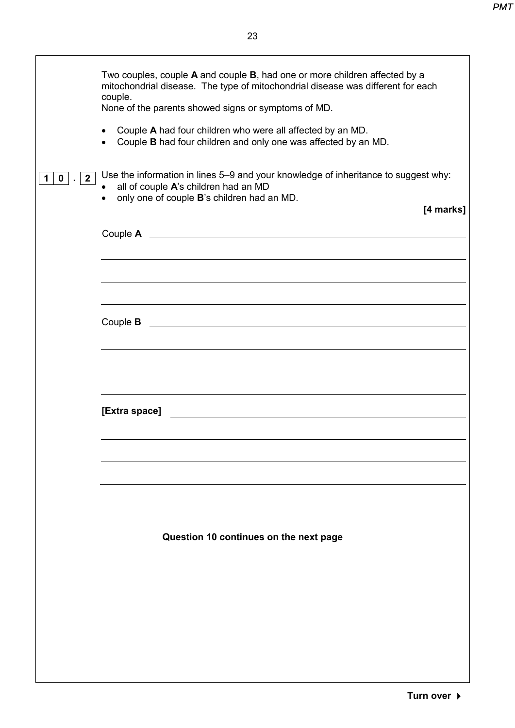Two couples, couple **A** and couple **B**, had one or more children affected by a mitochondrial disease. The type of mitochondrial disease was different for each couple.
None of the parents showed signs or symptoms of MD.

- Couple **A** had four children who were all affected by an MD.
- Couple **B** had four children and only one was affected by an MD.

**1 0 . 2** Use the information in lines 5–9 and your knowledge of inheritance to suggest why:

- all of couple **A**'s children had an MD
- only one of couple **B**'s children had an MD.

**[4 marks]**

Couple **A** ____________________________________________

____________________________________________

____________________________________________

____________________________________________

Couple **B** ____________________________________________

____________________________________________

____________________________________________

____________________________________________

**[Extra space]** ____________________________________________

____________________________________________

____________________________________________

____________________________________________

**Question 10 continues on the next page**

**Turn over ▶**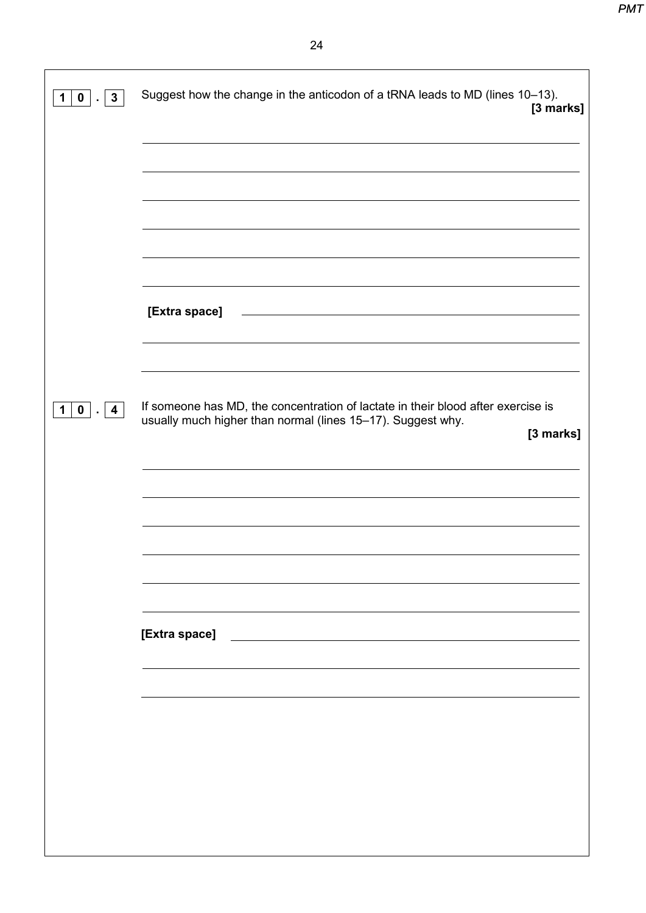**10.3** Suggest how the change in the anticodon of a tRNA leads to MD (lines 10–13).

**[3 marks]**

**[Extra space]**

**10.4** If someone has MD, the concentration of lactate in their blood after exercise is usually much higher than normal (lines 15–17). Suggest why.

**[3 marks]**

**[Extra space]**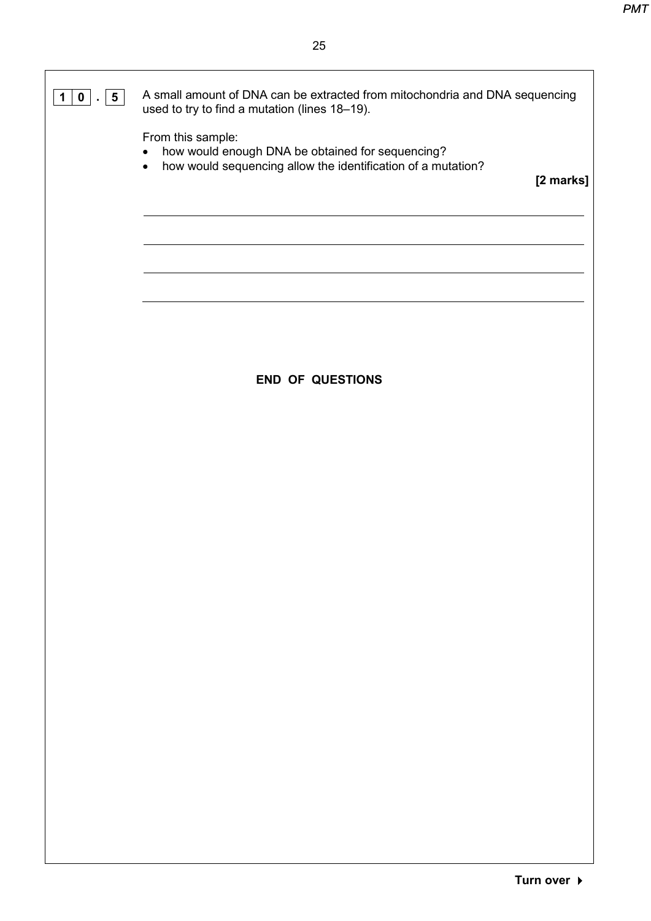**1 0 . 5** A small amount of DNA can be extracted from mitochondria and DNA sequencing used to try to find a mutation (lines 18–19).

From this sample:

- how would enough DNA be obtained for sequencing?
- how would sequencing allow the identification of a mutation?

**[2 marks]**

**END OF QUESTIONS**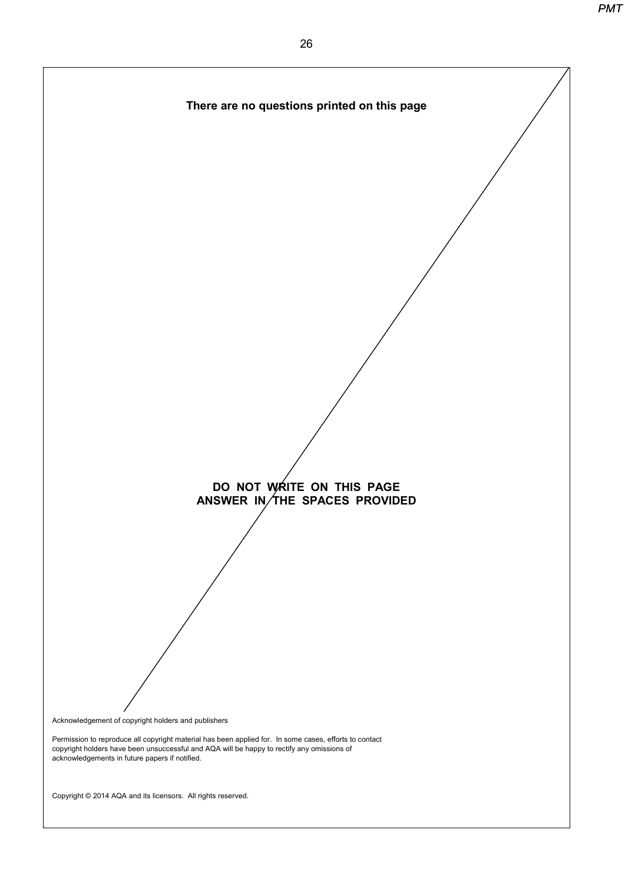**There are no questions printed on this page**

**DO NOT WRITE ON THIS PAGE**
**ANSWER IN THE SPACES PROVIDED**

Acknowledgement of copyright holders and publishers

Permission to reproduce all copyright material has been applied for. In some cases, efforts to contact copyright holders have been unsuccessful and AQA will be happy to rectify any omissions of acknowledgements in future papers if notified.

Copyright © 2014 AQA and its licensors. All rights reserved.